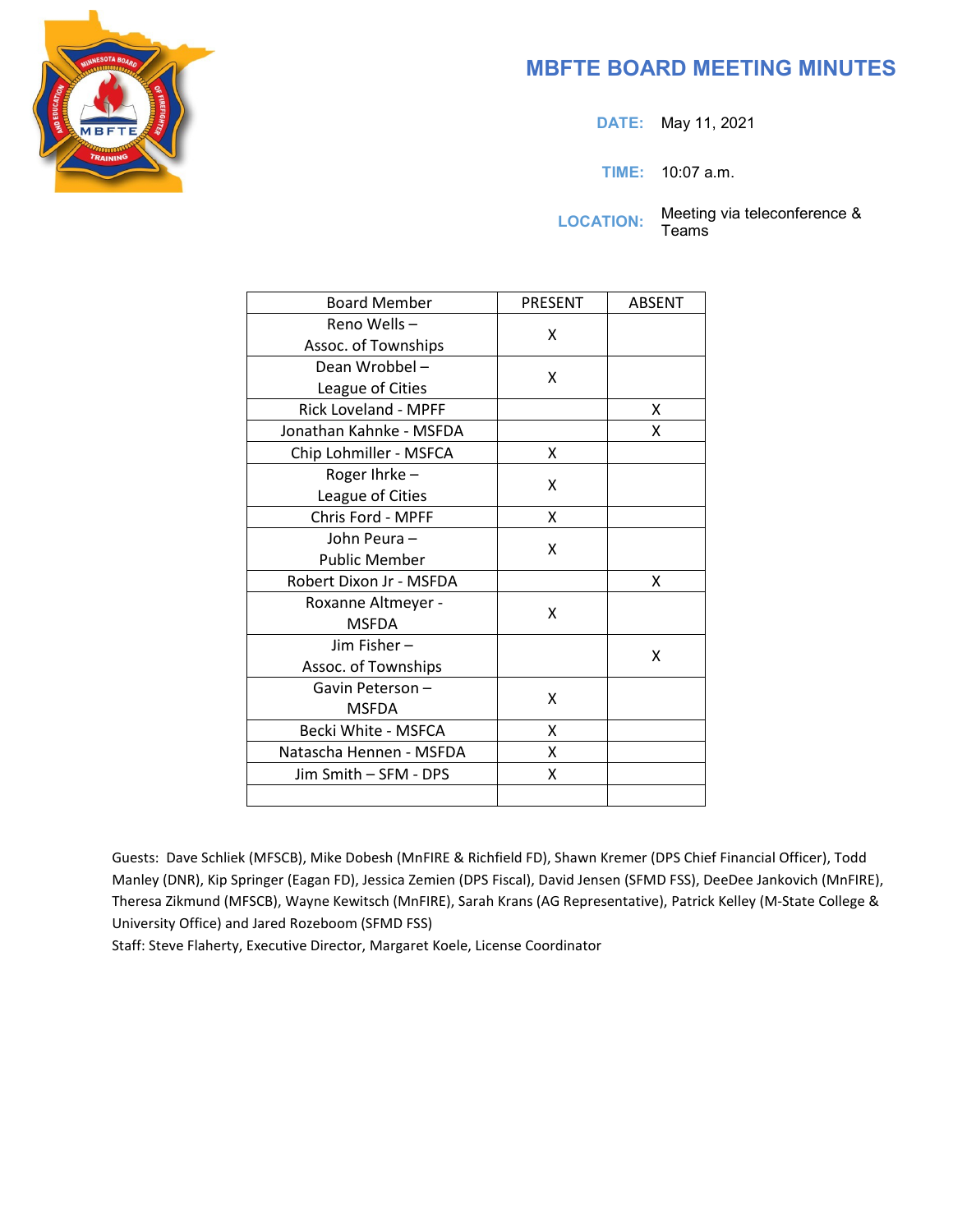# MBFTE BOARD MEETING MINUTES

**DATE:** May 11, 2021

**TIME:** 10:07 a.m.

**LOCATION:** Meeting via teleconference & Teams

| Board Member | PRESENT | ABSENT |
|---|---|---|
| Reno Wells – Assoc. of Townships | X | |
| Dean Wrobbel – League of Cities | X | |
| Rick Loveland - MPFF | | X |
| Jonathan Kahnke - MSFDA | | X |
| Chip Lohmiller - MSFCA | X | |
| Roger Ihrke – League of Cities | X | |
| Chris Ford - MPFF | X | |
| John Peura – Public Member | X | |
| Robert Dixon Jr - MSFDA | | X |
| Roxanne Altmeyer - MSFDA | X | |
| Jim Fisher – Assoc. of Townships | | X |
| Gavin Peterson – MSFDA | X | |
| Becki White - MSFCA | X | |
| Natascha Hennen - MSFDA | X | |
| Jim Smith – SFM - DPS | X | |
| | | |

Guests: Dave Schliek (MFSCB), Mike Dobesh (MnFIRE & Richfield FD), Shawn Kremer (DPS Chief Financial Officer), Todd Manley (DNR), Kip Springer (Eagan FD), Jessica Zemien (DPS Fiscal), David Jensen (SFMD FSS), DeeDee Jankovich (MnFIRE), Theresa Zikmund (MFSCB), Wayne Kewitsch (MnFIRE), Sarah Krans (AG Representative), Patrick Kelley (M-State College & University Office) and Jared Rozeboom (SFMD FSS)

Staff: Steve Flaherty, Executive Director, Margaret Koele, License Coordinator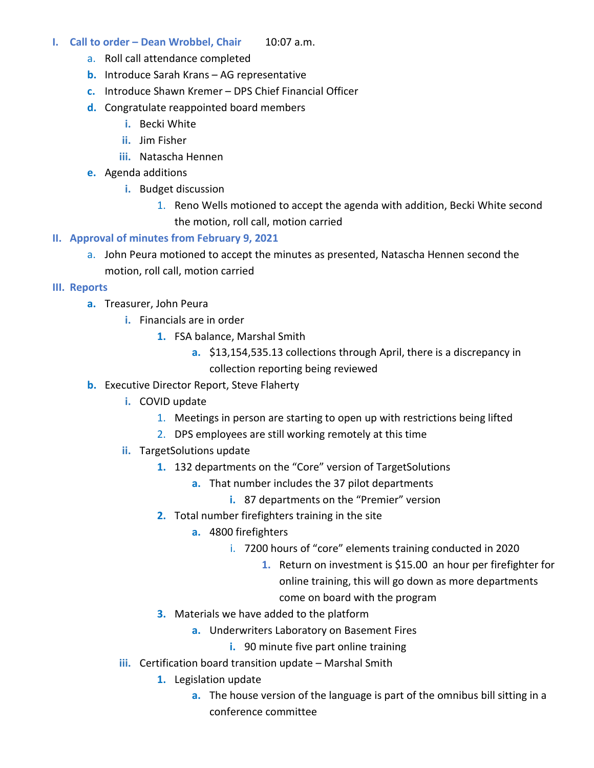- I. **Call to order – Dean Wrobbel, Chair** 10:07 a.m.
  - a. Roll call attendance completed
  - b. Introduce Sarah Krans – AG representative
  - c. Introduce Shawn Kremer – DPS Chief Financial Officer
  - d. Congratulate reappointed board members
    - i. Becki White
    - ii. Jim Fisher
    - iii. Natascha Hennen
  - e. Agenda additions
    - i. Budget discussion
      1. Reno Wells motioned to accept the agenda with addition, Becki White second the motion, roll call, motion carried
- II. **Approval of minutes from February 9, 2021**
  - a. John Peura motioned to accept the minutes as presented, Natascha Hennen second the motion, roll call, motion carried
- III. **Reports**
  - a. Treasurer, John Peura
    - i. Financials are in order
      1. FSA balance, Marshal Smith
         - a. $13,154,535.13 collections through April, there is a discrepancy in collection reporting being reviewed
  - b. Executive Director Report, Steve Flaherty
    - i. COVID update
      1. Meetings in person are starting to open up with restrictions being lifted
      2. DPS employees are still working remotely at this time
    - ii. TargetSolutions update
      1. 132 departments on the "Core" version of TargetSolutions
         - a. That number includes the 37 pilot departments
           - i. 87 departments on the "Premier" version
      2. Total number firefighters training in the site
         - a. 4800 firefighters
           - i. 7200 hours of "core" elements training conducted in 2020
             1. Return on investment is $15.00 an hour per firefighter for online training, this will go down as more departments come on board with the program
      3. Materials we have added to the platform
         - a. Underwriters Laboratory on Basement Fires
           - i. 90 minute five part online training
    - iii. Certification board transition update – Marshal Smith
      1. Legislation update
         - a. The house version of the language is part of the omnibus bill sitting in a conference committee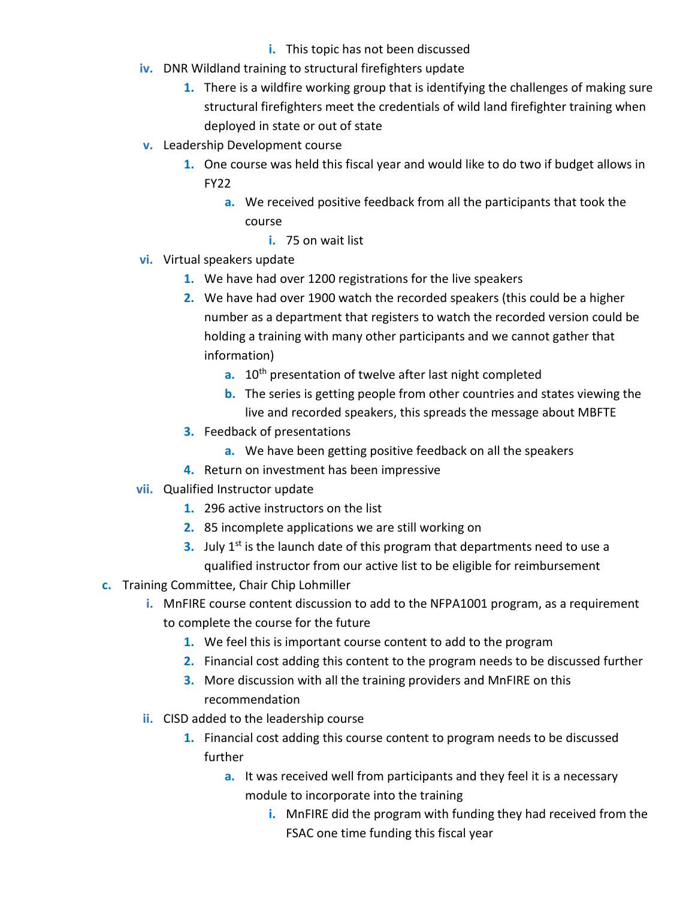i. This topic has not been discussed

   iv. DNR Wildland training to structural firefighters update

      1. There is a wildfire working group that is identifying the challenges of making sure structural firefighters meet the credentials of wild land firefighter training when deployed in state or out of state

   v. Leadership Development course

      1. One course was held this fiscal year and would like to do two if budget allows in FY22

         a. We received positive feedback from all the participants that took the course

            i. 75 on wait list

   vi. Virtual speakers update

      1. We have had over 1200 registrations for the live speakers
      2. We have had over 1900 watch the recorded speakers (this could be a higher number as a department that registers to watch the recorded version could be holding a training with many other participants and we cannot gather that information)

         a. 10th presentation of twelve after last night completed
         b. The series is getting people from other countries and states viewing the live and recorded speakers, this spreads the message about MBFTE

      3. Feedback of presentations

         a. We have been getting positive feedback on all the speakers

      4. Return on investment has been impressive

   vii. Qualified Instructor update

      1. 296 active instructors on the list
      2. 85 incomplete applications we are still working on
      3. July 1st is the launch date of this program that departments need to use a qualified instructor from our active list to be eligible for reimbursement

c. Training Committee, Chair Chip Lohmiller

   i. MnFIRE course content discussion to add to the NFPA1001 program, as a requirement to complete the course for the future

      1. We feel this is important course content to add to the program
      2. Financial cost adding this content to the program needs to be discussed further
      3. More discussion with all the training providers and MnFIRE on this recommendation

   ii. CISD added to the leadership course

      1. Financial cost adding this course content to program needs to be discussed further

         a. It was received well from participants and they feel it is a necessary module to incorporate into the training

            i. MnFIRE did the program with funding they had received from the FSAC one time funding this fiscal year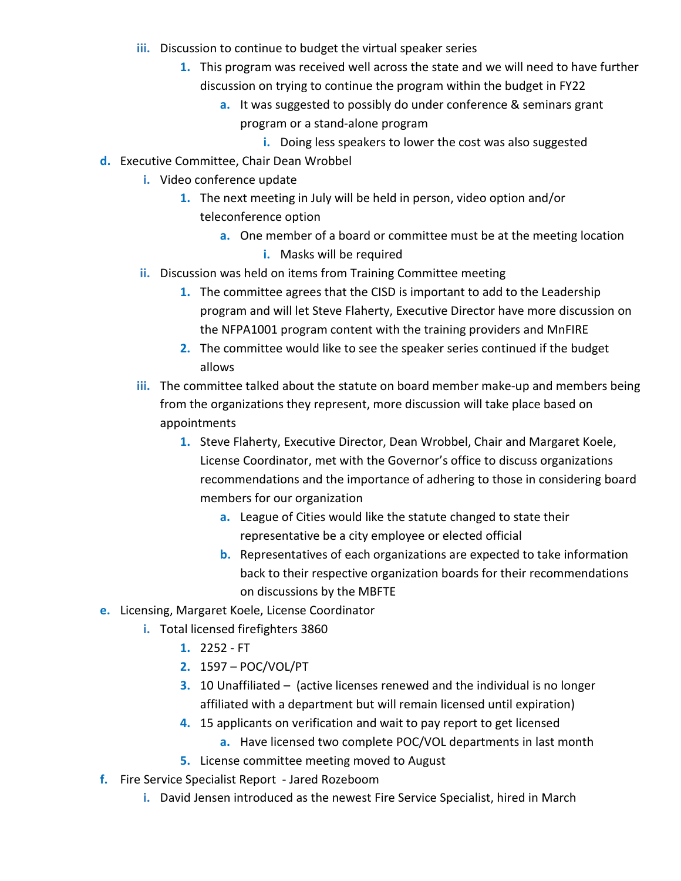- iii. Discussion to continue to budget the virtual speaker series
  1. This program was received well across the state and we will need to have further discussion on trying to continue the program within the budget in FY22
     - a. It was suggested to possibly do under conference & seminars grant program or a stand-alone program
       - i. Doing less speakers to lower the cost was also suggested

d. Executive Committee, Chair Dean Wrobbel

- i. Video conference update
  1. The next meeting in July will be held in person, video option and/or teleconference option
     - a. One member of a board or committee must be at the meeting location
       - i. Masks will be required
- ii. Discussion was held on items from Training Committee meeting
  1. The committee agrees that the CISD is important to add to the Leadership program and will let Steve Flaherty, Executive Director have more discussion on the NFPA1001 program content with the training providers and MnFIRE
  2. The committee would like to see the speaker series continued if the budget allows
- iii. The committee talked about the statute on board member make-up and members being from the organizations they represent, more discussion will take place based on appointments
  1. Steve Flaherty, Executive Director, Dean Wrobbel, Chair and Margaret Koele, License Coordinator, met with the Governor's office to discuss organizations recommendations and the importance of adhering to those in considering board members for our organization
     - a. League of Cities would like the statute changed to state their representative be a city employee or elected official
     - b. Representatives of each organizations are expected to take information back to their respective organization boards for their recommendations on discussions by the MBFTE

e. Licensing, Margaret Koele, License Coordinator

- i. Total licensed firefighters 3860
  1. 2252 - FT
  2. 1597 – POC/VOL/PT
  3. 10 Unaffiliated – (active licenses renewed and the individual is no longer affiliated with a department but will remain licensed until expiration)
  4. 15 applicants on verification and wait to pay report to get licensed
     - a. Have licensed two complete POC/VOL departments in last month
  5. License committee meeting moved to August

f. Fire Service Specialist Report - Jared Rozeboom

- i. David Jensen introduced as the newest Fire Service Specialist, hired in March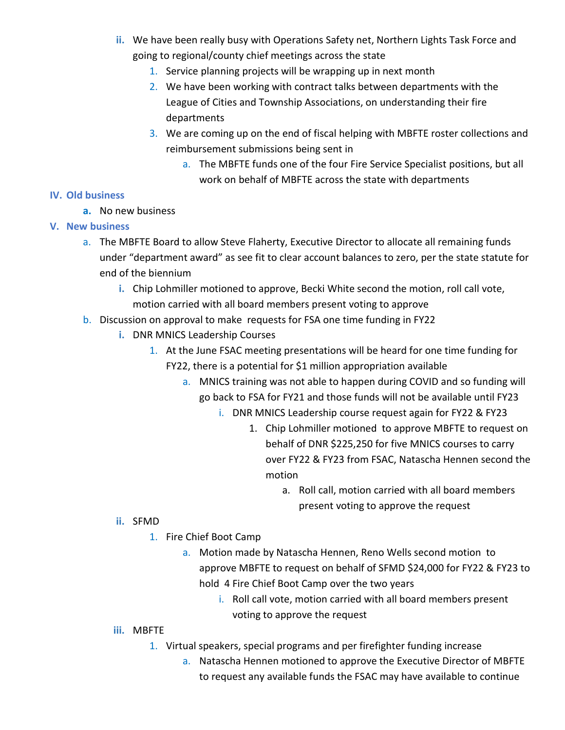- ii. We have been really busy with Operations Safety net, Northern Lights Task Force and going to regional/county chief meetings across the state
  1. Service planning projects will be wrapping up in next month
  2. We have been working with contract talks between departments with the League of Cities and Township Associations, on understanding their fire departments
  3. We are coming up on the end of fiscal helping with MBFTE roster collections and reimbursement submissions being sent in
     a. The MBFTE funds one of the four Fire Service Specialist positions, but all work on behalf of MBFTE across the state with departments

## IV. Old business

- a. No new business

## V. New business

- a. The MBFTE Board to allow Steve Flaherty, Executive Director to allocate all remaining funds under "department award" as see fit to clear account balances to zero, per the state statute for end of the biennium
  - i. Chip Lohmiller motioned to approve, Becki White second the motion, roll call vote, motion carried with all board members present voting to approve
- b. Discussion on approval to make requests for FSA one time funding in FY22
  - i. DNR MNICS Leadership Courses
    1. At the June FSAC meeting presentations will be heard for one time funding for FY22, there is a potential for $1 million appropriation available
       a. MNICS training was not able to happen during COVID and so funding will go back to FSA for FY21 and those funds will not be available until FY23
          i. DNR MNICS Leadership course request again for FY22 & FY23
             1. Chip Lohmiller motioned to approve MBFTE to request on behalf of DNR $225,250 for five MNICS courses to carry over FY22 & FY23 from FSAC, Natascha Hennen second the motion
                a. Roll call, motion carried with all board members present voting to approve the request
  - ii. SFMD
    1. Fire Chief Boot Camp
       a. Motion made by Natascha Hennen, Reno Wells second motion to approve MBFTE to request on behalf of SFMD $24,000 for FY22 & FY23 to hold 4 Fire Chief Boot Camp over the two years
          i. Roll call vote, motion carried with all board members present voting to approve the request
  - iii. MBFTE
    1. Virtual speakers, special programs and per firefighter funding increase
       a. Natascha Hennen motioned to approve the Executive Director of MBFTE to request any available funds the FSAC may have available to continue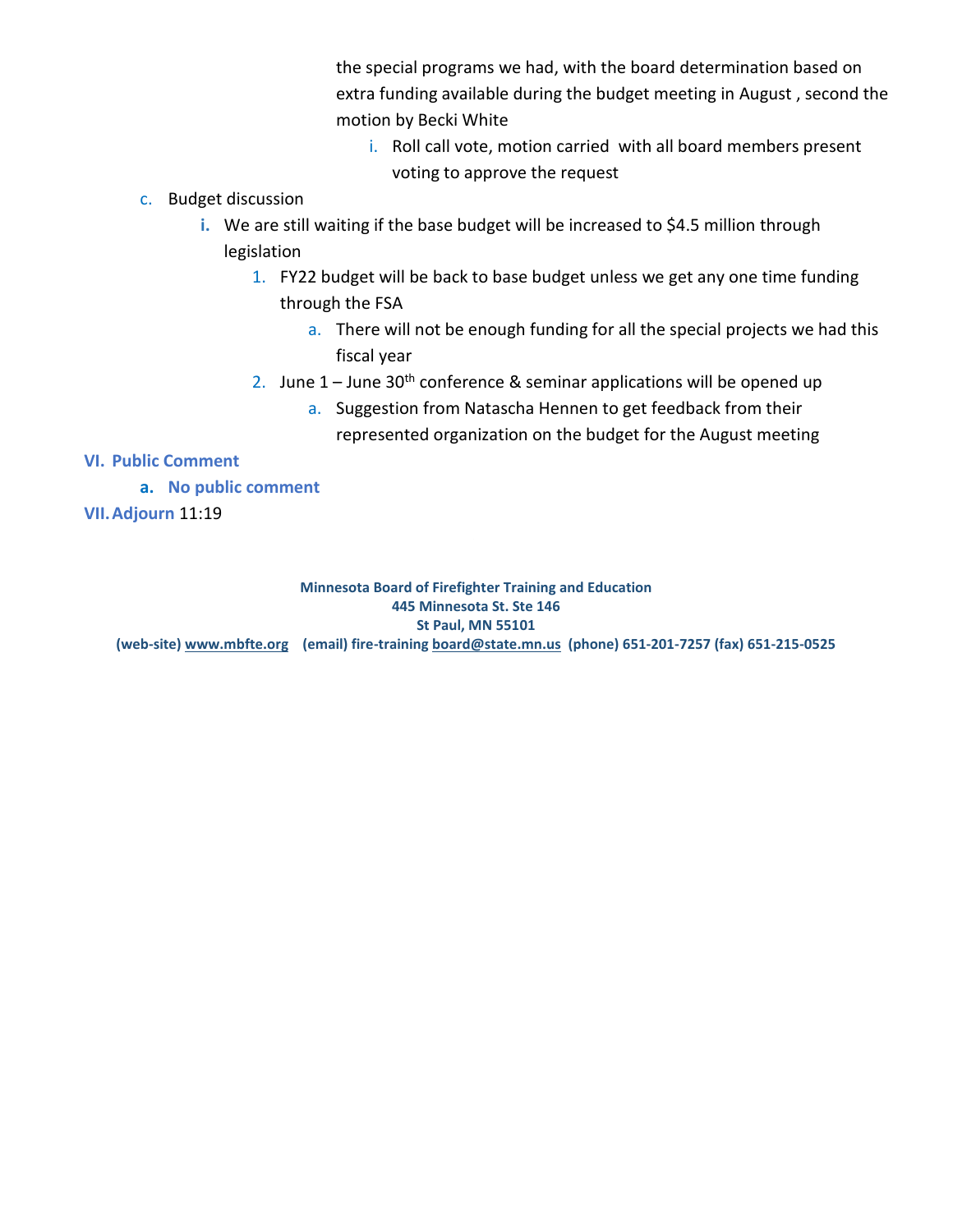the special programs we had, with the board determination based on extra funding available during the budget meeting in August , second the motion by Becki White

   i. Roll call vote, motion carried with all board members present voting to approve the request

c. Budget discussion
   - i. We are still waiting if the base budget will be increased to $4.5 million through legislation
     1. FY22 budget will be back to base budget unless we get any one time funding through the FSA
        - a. There will not be enough funding for all the special projects we had this fiscal year
     2. June 1 – June 30th conference & seminar applications will be opened up
        - a. Suggestion from Natascha Hennen to get feedback from their represented organization on the budget for the August meeting

## VI. Public Comment

**a. No public comment**

## VII. Adjourn 11:19

**Minnesota Board of Firefighter Training and Education**
**445 Minnesota St. Ste 146**
**St Paul, MN 55101**
**(web-site) www.mbfte.org (email) fire-training board@state.mn.us (phone) 651-201-7257 (fax) 651-215-0525**